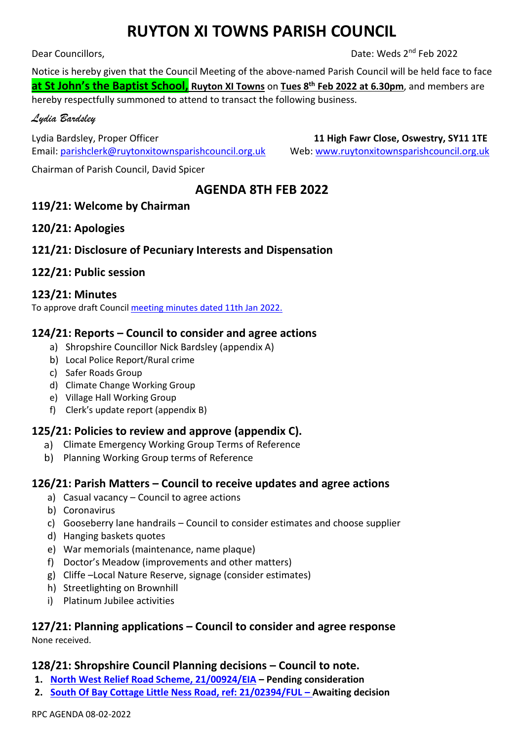# RUYTON XI TOWNS PARISH COUNCIL

Dear Councillors, Date: Weds 2nd Feb 2022

Notice is hereby given that the Council Meeting of the above-named Parish Council will be held face to face **at St John's the Baptist School, Ruyton XI Towns** on **Tues 8th Feb 2022 at 6.30pm**, and members are hereby respectfully summoned to attend to transact the following business.

*Lydia Bardsley*

Lydia Bardsley, Proper Officer **11 High Fawr Close, Oswestry, SY11 1TE**
Email: parishclerk@ruytonxitownsparishcouncil.org.uk Web: www.ruytonxitownsparishcouncil.org.uk

Chairman of Parish Council, David Spicer

## AGENDA 8TH FEB 2022

### 119/21: Welcome by Chairman

### 120/21: Apologies

### 121/21: Disclosure of Pecuniary Interests and Dispensation

### 122/21: Public session

### 123/21: Minutes

To approve draft Council meeting minutes dated 11th Jan 2022.

### 124/21: Reports – Council to consider and agree actions

a) Shropshire Councillor Nick Bardsley (appendix A)
b) Local Police Report/Rural crime
c) Safer Roads Group
d) Climate Change Working Group
e) Village Hall Working Group
f) Clerk's update report (appendix B)

### 125/21: Policies to review and approve (appendix C).

a) Climate Emergency Working Group Terms of Reference
b) Planning Working Group terms of Reference

### 126/21: Parish Matters – Council to receive updates and agree actions

a) Casual vacancy – Council to agree actions
b) Coronavirus
c) Gooseberry lane handrails – Council to consider estimates and choose supplier
d) Hanging baskets quotes
e) War memorials (maintenance, name plaque)
f) Doctor's Meadow (improvements and other matters)
g) Cliffe –Local Nature Reserve, signage (consider estimates)
h) Streetlighting on Brownhill
i) Platinum Jubilee activities

### 127/21: Planning applications – Council to consider and agree response

None received.

### 128/21: Shropshire Council Planning decisions – Council to note.

1. **North West Relief Road Scheme, 21/00924/EIA – Pending consideration**
2. **South Of Bay Cottage Little Ness Road, ref: 21/02394/FUL – Awaiting decision**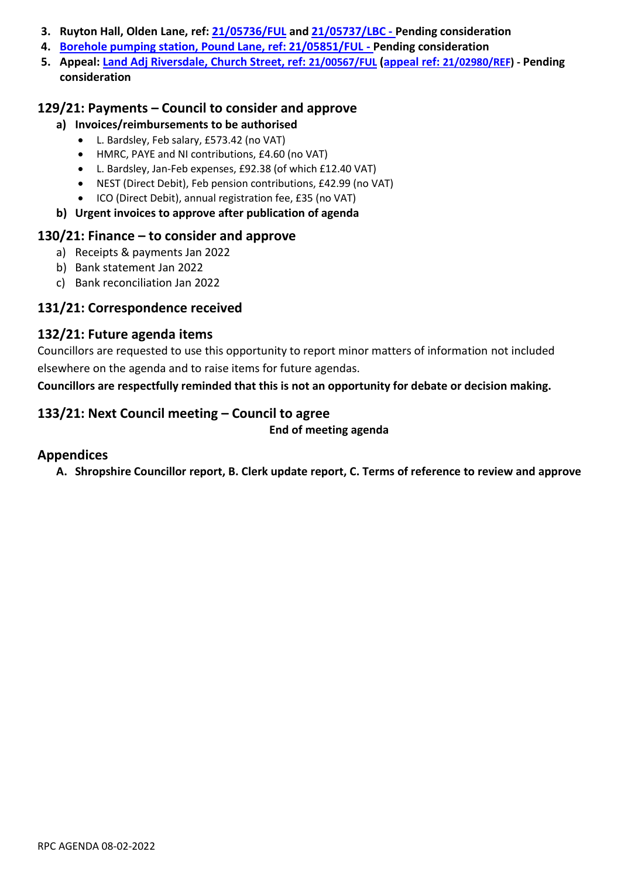3. **Ruyton Hall, Olden Lane, ref: 21/05736/FUL and 21/05737/LBC - Pending consideration**
4. **Borehole pumping station, Pound Lane, ref: 21/05851/FUL - Pending consideration**
5. **Appeal: Land Adj Riversdale, Church Street, ref: 21/00567/FUL (appeal ref: 21/02980/REF) - Pending consideration**

## 129/21: Payments – Council to consider and approve

**a) Invoices/reimbursements to be authorised**

- L. Bardsley, Feb salary, £573.42 (no VAT)
- HMRC, PAYE and NI contributions, £4.60 (no VAT)
- L. Bardsley, Jan-Feb expenses, £92.38 (of which £12.40 VAT)
- NEST (Direct Debit), Feb pension contributions, £42.99 (no VAT)
- ICO (Direct Debit), annual registration fee, £35 (no VAT)

**b) Urgent invoices to approve after publication of agenda**

## 130/21: Finance – to consider and approve

a) Receipts & payments Jan 2022
b) Bank statement Jan 2022
c) Bank reconciliation Jan 2022

## 131/21: Correspondence received

## 132/21: Future agenda items

Councillors are requested to use this opportunity to report minor matters of information not included elsewhere on the agenda and to raise items for future agendas.

**Councillors are respectfully reminded that this is not an opportunity for debate or decision making.**

## 133/21: Next Council meeting – Council to agree

**End of meeting agenda**

## Appendices

**A. Shropshire Councillor report, B. Clerk update report, C. Terms of reference to review and approve**